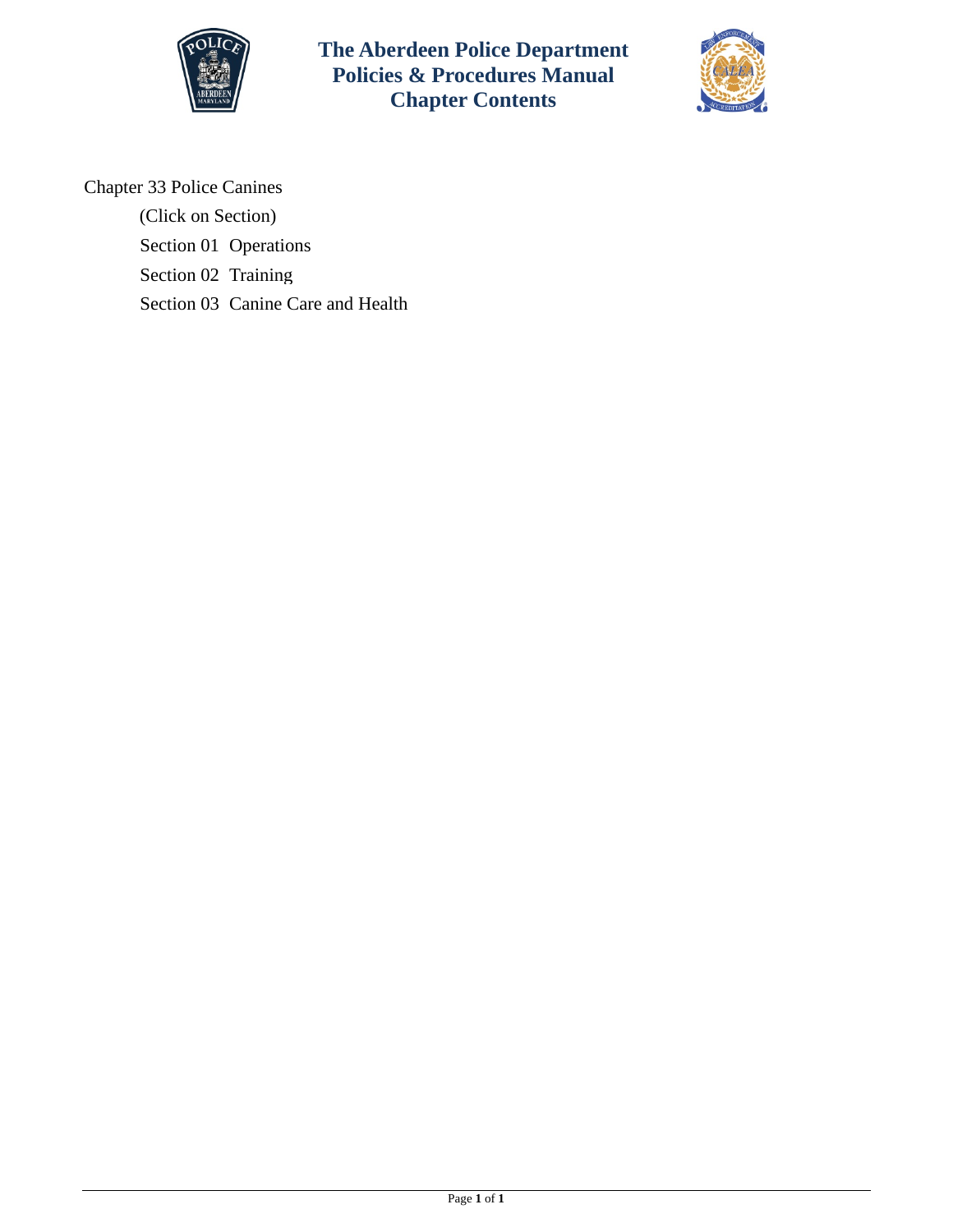# The Aberdeen Police Department Policies & Procedures Manual Chapter Contents

Chapter 33 Police Canines

(Click on Section)

Section 01 Operations

Section 02 Training

Section 03 Canine Care and Health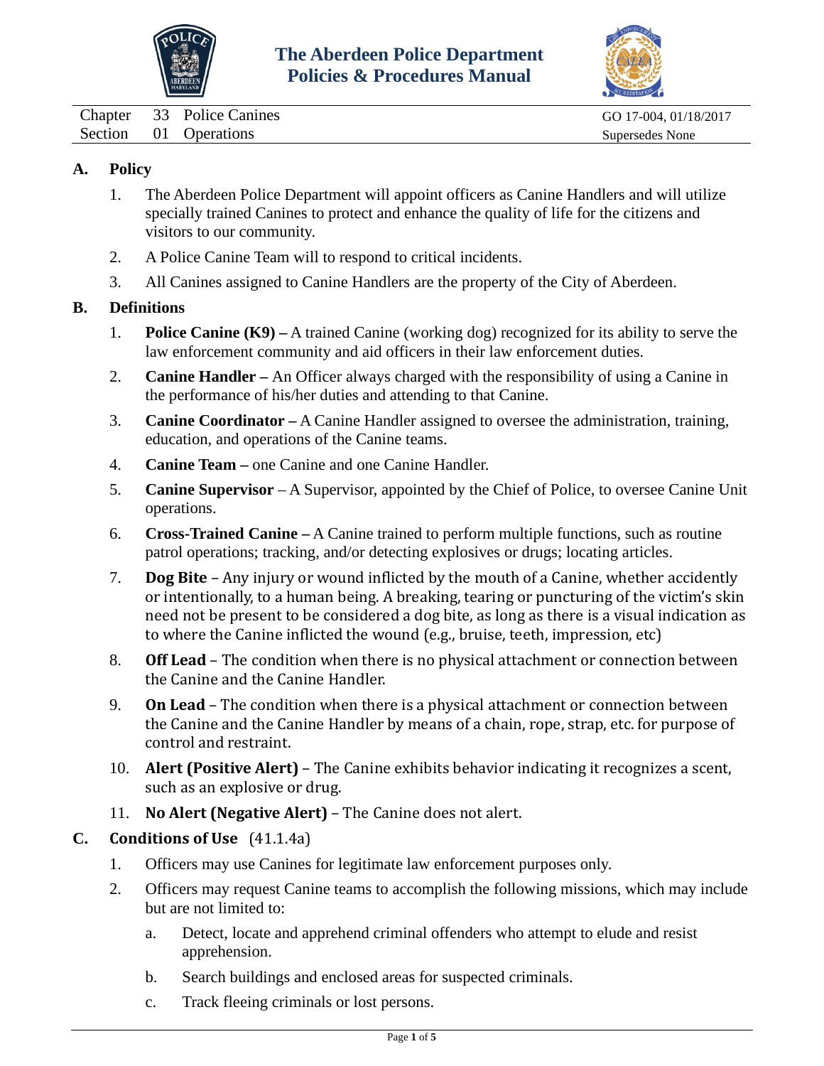# The Aberdeen Police Department Policies & Procedures Manual

| | | | |
|---|---|---|---|
| Chapter | 33 | Police Canines | GO 17-004, 01/18/2017 |
| Section | 01 | Operations | Supersedes None |

## A. Policy

1. The Aberdeen Police Department will appoint officers as Canine Handlers and will utilize specially trained Canines to protect and enhance the quality of life for the citizens and visitors to our community.
2. A Police Canine Team will to respond to critical incidents.
3. All Canines assigned to Canine Handlers are the property of the City of Aberdeen.

## B. Definitions

1. **Police Canine (K9) –** A trained Canine (working dog) recognized for its ability to serve the law enforcement community and aid officers in their law enforcement duties.
2. **Canine Handler –** An Officer always charged with the responsibility of using a Canine in the performance of his/her duties and attending to that Canine.
3. **Canine Coordinator –** A Canine Handler assigned to oversee the administration, training, education, and operations of the Canine teams.
4. **Canine Team –** one Canine and one Canine Handler.
5. **Canine Supervisor** – A Supervisor, appointed by the Chief of Police, to oversee Canine Unit operations.
6. **Cross-Trained Canine –** A Canine trained to perform multiple functions, such as routine patrol operations; tracking, and/or detecting explosives or drugs; locating articles.
7. **Dog Bite** – Any injury or wound inflicted by the mouth of a Canine, whether accidently or intentionally, to a human being. A breaking, tearing or puncturing of the victim's skin need not be present to be considered a dog bite, as long as there is a visual indication as to where the Canine inflicted the wound (e.g., bruise, teeth, impression, etc)
8. **Off Lead** – The condition when there is no physical attachment or connection between the Canine and the Canine Handler.
9. **On Lead** – The condition when there is a physical attachment or connection between the Canine and the Canine Handler by means of a chain, rope, strap, etc. for purpose of control and restraint.
10. **Alert (Positive Alert)** – The Canine exhibits behavior indicating it recognizes a scent, such as an explosive or drug.
11. **No Alert (Negative Alert)** – The Canine does not alert.

## C. Conditions of Use (41.1.4a)

1. Officers may use Canines for legitimate law enforcement purposes only.
2. Officers may request Canine teams to accomplish the following missions, which may include but are not limited to:
   a. Detect, locate and apprehend criminal offenders who attempt to elude and resist apprehension.
   b. Search buildings and enclosed areas for suspected criminals.
   c. Track fleeing criminals or lost persons.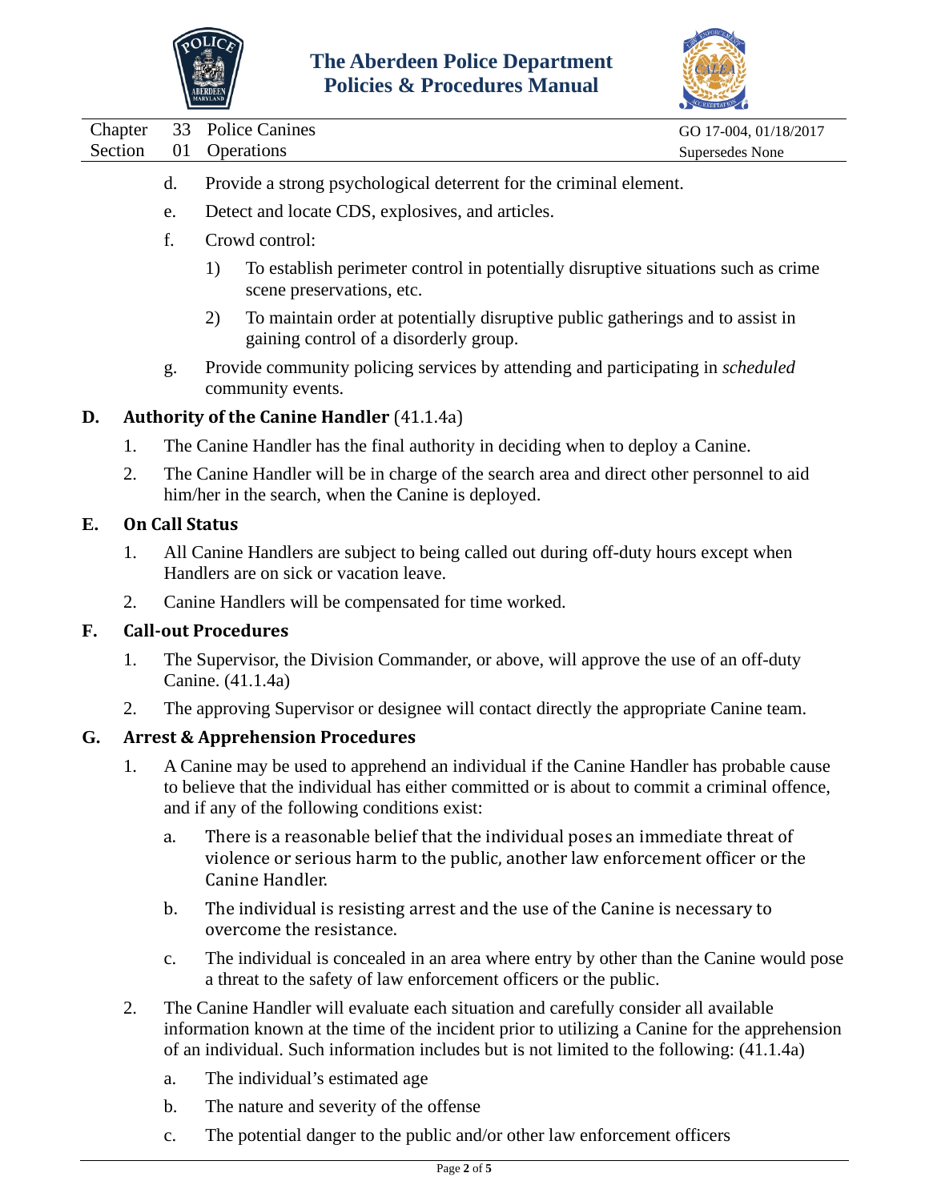d. Provide a strong psychological deterrent for the criminal element.

e. Detect and locate CDS, explosives, and articles.

f. Crowd control:

   1) To establish perimeter control in potentially disruptive situations such as crime scene preservations, etc.

   2) To maintain order at potentially disruptive public gatherings and to assist in gaining control of a disorderly group.

g. Provide community policing services by attending and participating in *scheduled* community events.

**D. Authority of the Canine Handler** (41.1.4a)

1. The Canine Handler has the final authority in deciding when to deploy a Canine.

2. The Canine Handler will be in charge of the search area and direct other personnel to aid him/her in the search, when the Canine is deployed.

**E. On Call Status**

1. All Canine Handlers are subject to being called out during off-duty hours except when Handlers are on sick or vacation leave.

2. Canine Handlers will be compensated for time worked.

**F. Call-out Procedures**

1. The Supervisor, the Division Commander, or above, will approve the use of an off-duty Canine. (41.1.4a)

2. The approving Supervisor or designee will contact directly the appropriate Canine team.

**G. Arrest & Apprehension Procedures**

1. A Canine may be used to apprehend an individual if the Canine Handler has probable cause to believe that the individual has either committed or is about to commit a criminal offence, and if any of the following conditions exist:

   a. There is a reasonable belief that the individual poses an immediate threat of violence or serious harm to the public, another law enforcement officer or the Canine Handler.

   b. The individual is resisting arrest and the use of the Canine is necessary to overcome the resistance.

   c. The individual is concealed in an area where entry by other than the Canine would pose a threat to the safety of law enforcement officers or the public.

2. The Canine Handler will evaluate each situation and carefully consider all available information known at the time of the incident prior to utilizing a Canine for the apprehension of an individual. Such information includes but is not limited to the following: (41.1.4a)

   a. The individual's estimated age

   b. The nature and severity of the offense

   c. The potential danger to the public and/or other law enforcement officers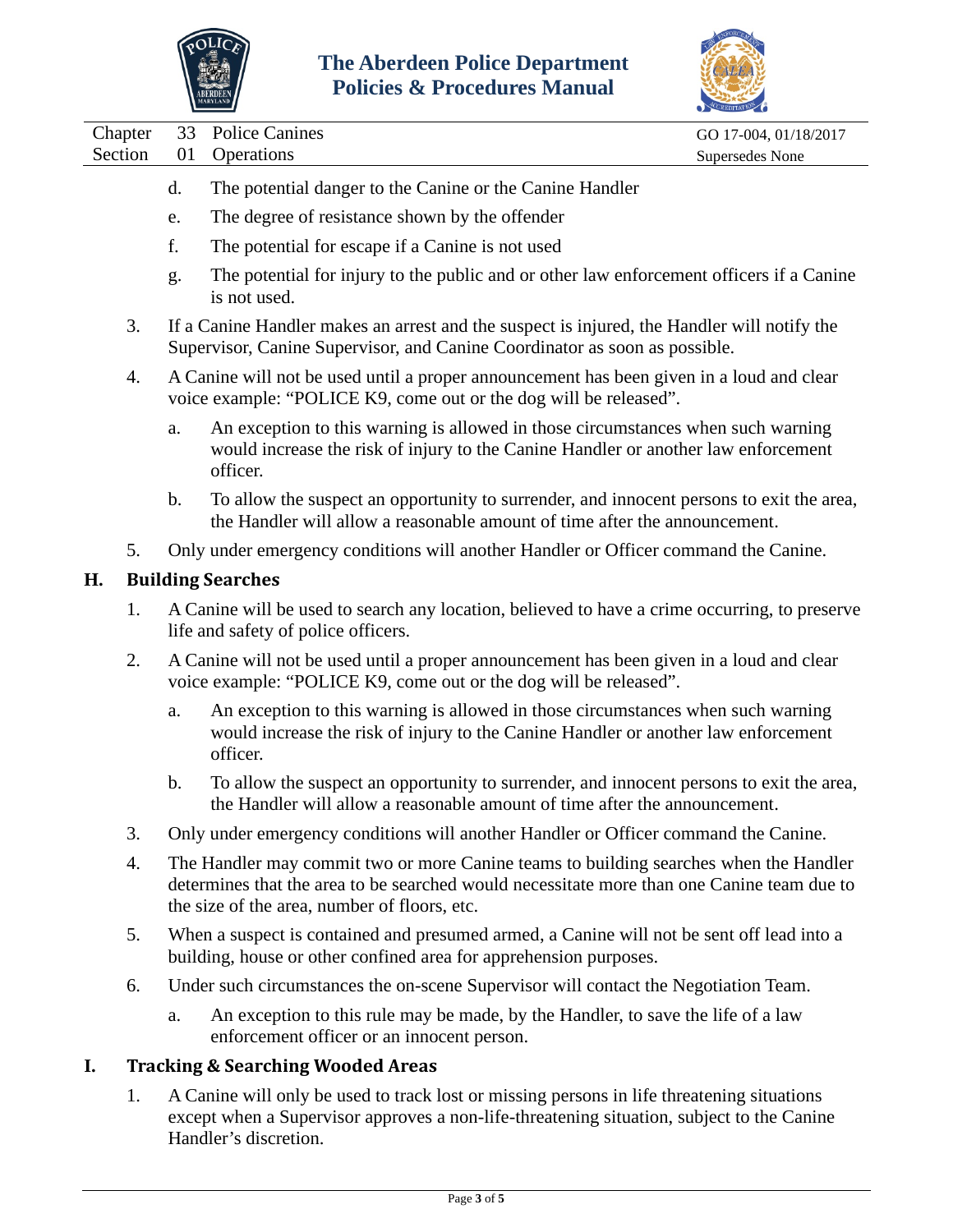d. The potential danger to the Canine or the Canine Handler

e. The degree of resistance shown by the offender

f. The potential for escape if a Canine is not used

g. The potential for injury to the public and or other law enforcement officers if a Canine is not used.

3. If a Canine Handler makes an arrest and the suspect is injured, the Handler will notify the Supervisor, Canine Supervisor, and Canine Coordinator as soon as possible.

4. A Canine will not be used until a proper announcement has been given in a loud and clear voice example: "POLICE K9, come out or the dog will be released".

   a. An exception to this warning is allowed in those circumstances when such warning would increase the risk of injury to the Canine Handler or another law enforcement officer.

   b. To allow the suspect an opportunity to surrender, and innocent persons to exit the area, the Handler will allow a reasonable amount of time after the announcement.

5. Only under emergency conditions will another Handler or Officer command the Canine.

## H. Building Searches

1. A Canine will be used to search any location, believed to have a crime occurring, to preserve life and safety of police officers.

2. A Canine will not be used until a proper announcement has been given in a loud and clear voice example: "POLICE K9, come out or the dog will be released".

   a. An exception to this warning is allowed in those circumstances when such warning would increase the risk of injury to the Canine Handler or another law enforcement officer.

   b. To allow the suspect an opportunity to surrender, and innocent persons to exit the area, the Handler will allow a reasonable amount of time after the announcement.

3. Only under emergency conditions will another Handler or Officer command the Canine.

4. The Handler may commit two or more Canine teams to building searches when the Handler determines that the area to be searched would necessitate more than one Canine team due to the size of the area, number of floors, etc.

5. When a suspect is contained and presumed armed, a Canine will not be sent off lead into a building, house or other confined area for apprehension purposes.

6. Under such circumstances the on-scene Supervisor will contact the Negotiation Team.

   a. An exception to this rule may be made, by the Handler, to save the life of a law enforcement officer or an innocent person.

## I. Tracking & Searching Wooded Areas

1. A Canine will only be used to track lost or missing persons in life threatening situations except when a Supervisor approves a non-life-threatening situation, subject to the Canine Handler's discretion.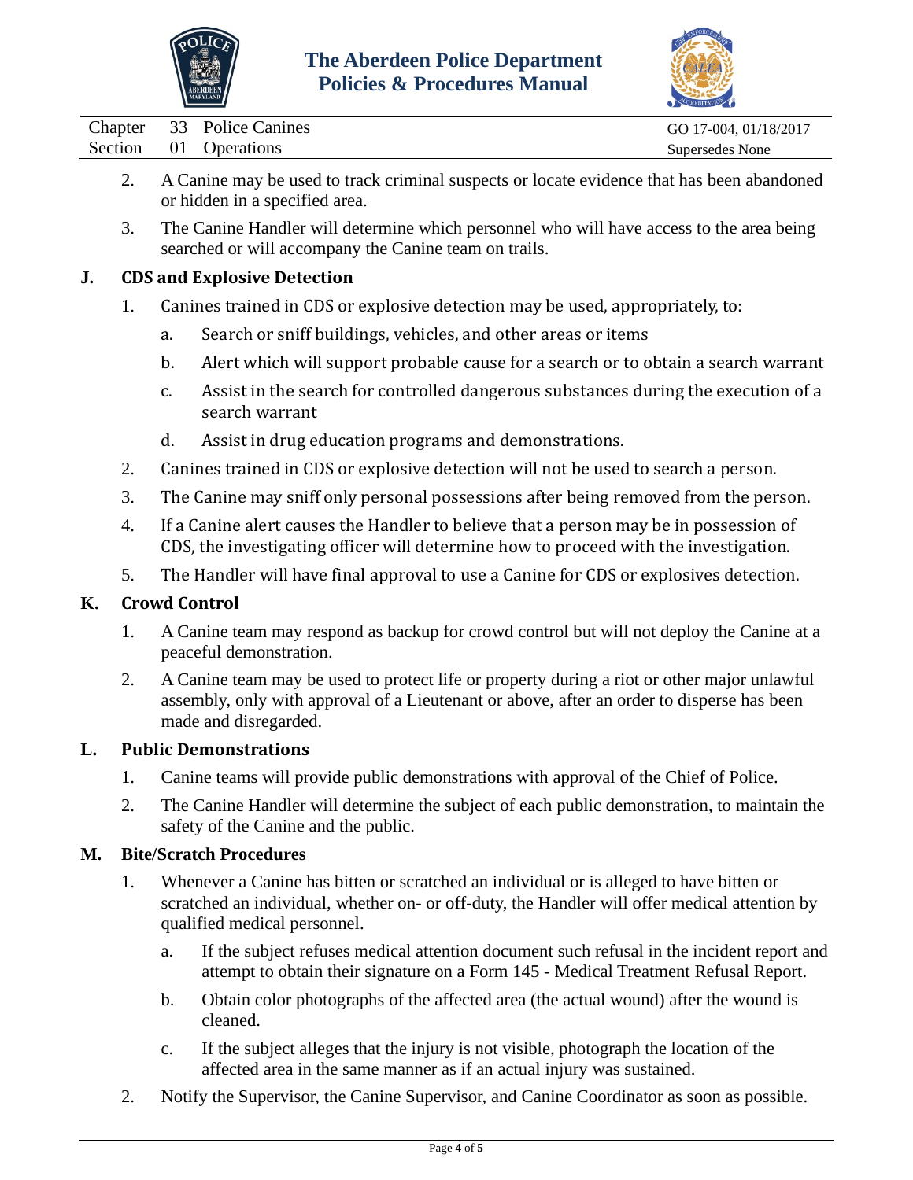2. A Canine may be used to track criminal suspects or locate evidence that has been abandoned or hidden in a specified area.

3. The Canine Handler will determine which personnel who will have access to the area being searched or will accompany the Canine team on trails.

## J. CDS and Explosive Detection

1. Canines trained in CDS or explosive detection may be used, appropriately, to:

   a. Search or sniff buildings, vehicles, and other areas or items

   b. Alert which will support probable cause for a search or to obtain a search warrant

   c. Assist in the search for controlled dangerous substances during the execution of a search warrant

   d. Assist in drug education programs and demonstrations.

2. Canines trained in CDS or explosive detection will not be used to search a person.

3. The Canine may sniff only personal possessions after being removed from the person.

4. If a Canine alert causes the Handler to believe that a person may be in possession of CDS, the investigating officer will determine how to proceed with the investigation.

5. The Handler will have final approval to use a Canine for CDS or explosives detection.

## K. Crowd Control

1. A Canine team may respond as backup for crowd control but will not deploy the Canine at a peaceful demonstration.

2. A Canine team may be used to protect life or property during a riot or other major unlawful assembly, only with approval of a Lieutenant or above, after an order to disperse has been made and disregarded.

## L. Public Demonstrations

1. Canine teams will provide public demonstrations with approval of the Chief of Police.

2. The Canine Handler will determine the subject of each public demonstration, to maintain the safety of the Canine and the public.

## M. Bite/Scratch Procedures

1. Whenever a Canine has bitten or scratched an individual or is alleged to have bitten or scratched an individual, whether on- or off-duty, the Handler will offer medical attention by qualified medical personnel.

   a. If the subject refuses medical attention document such refusal in the incident report and attempt to obtain their signature on a Form 145 - Medical Treatment Refusal Report.

   b. Obtain color photographs of the affected area (the actual wound) after the wound is cleaned.

   c. If the subject alleges that the injury is not visible, photograph the location of the affected area in the same manner as if an actual injury was sustained.

2. Notify the Supervisor, the Canine Supervisor, and Canine Coordinator as soon as possible.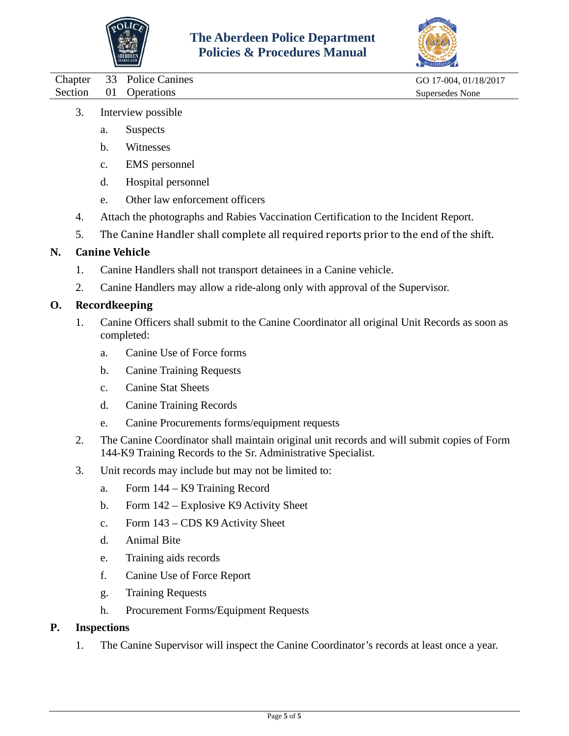3. Interview possible
    a. Suspects
    b. Witnesses
    c. EMS personnel
    d. Hospital personnel
    e. Other law enforcement officers
4. Attach the photographs and Rabies Vaccination Certification to the Incident Report.
5. The Canine Handler shall complete all required reports prior to the end of the shift.

## N. Canine Vehicle

1. Canine Handlers shall not transport detainees in a Canine vehicle.
2. Canine Handlers may allow a ride-along only with approval of the Supervisor.

## O. Recordkeeping

1. Canine Officers shall submit to the Canine Coordinator all original Unit Records as soon as completed:
    a. Canine Use of Force forms
    b. Canine Training Requests
    c. Canine Stat Sheets
    d. Canine Training Records
    e. Canine Procurements forms/equipment requests
2. The Canine Coordinator shall maintain original unit records and will submit copies of Form 144-K9 Training Records to the Sr. Administrative Specialist.
3. Unit records may include but may not be limited to:
    a. Form 144 – K9 Training Record
    b. Form 142 – Explosive K9 Activity Sheet
    c. Form 143 – CDS K9 Activity Sheet
    d. Animal Bite
    e. Training aids records
    f. Canine Use of Force Report
    g. Training Requests
    h. Procurement Forms/Equipment Requests

## P. Inspections

1. The Canine Supervisor will inspect the Canine Coordinator's records at least once a year.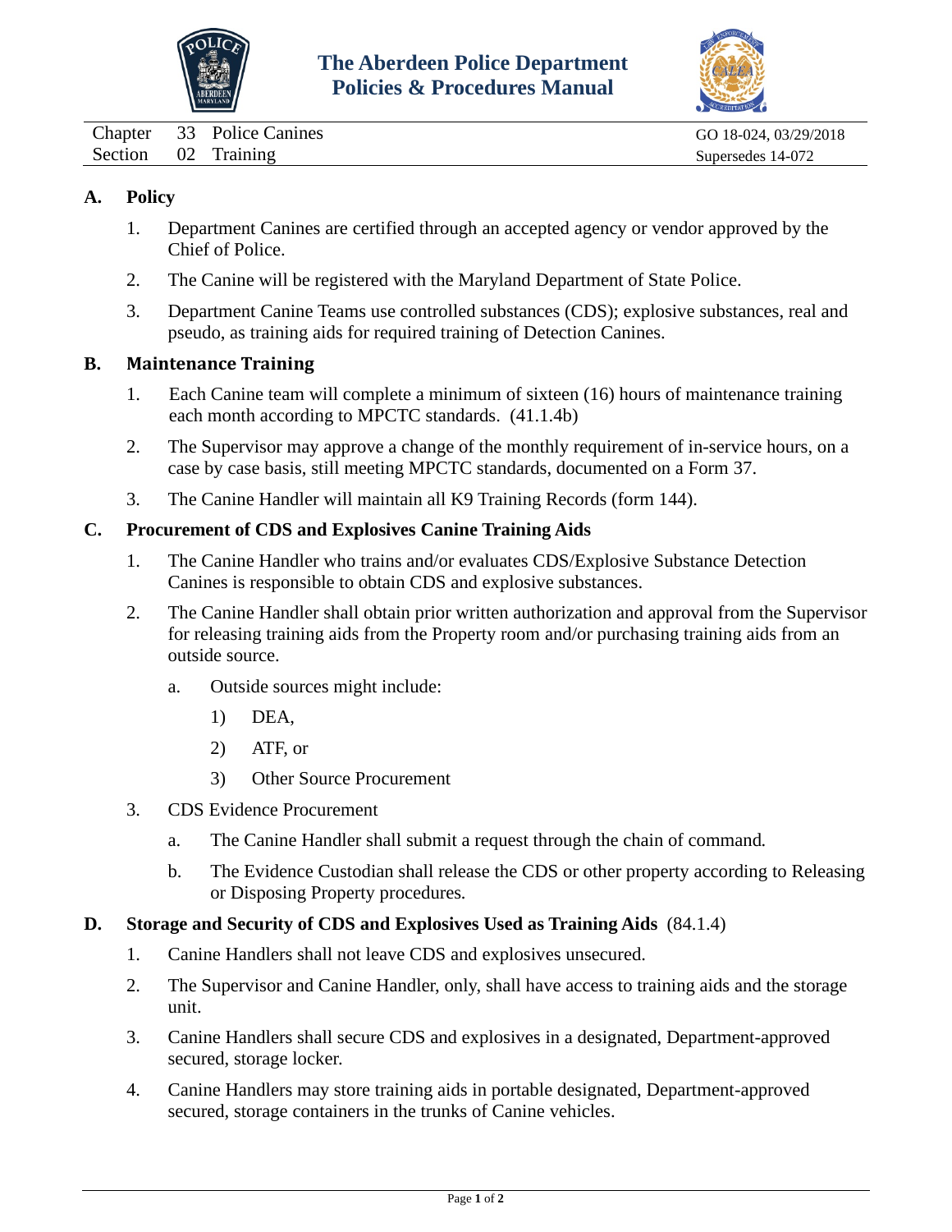# The Aberdeen Police Department
# Policies & Procedures Manual

| Chapter | 33 | Police Canines | GO 18-024, 03/29/2018 |
|---|---|---|---|
| Section | 02 | Training | Supersedes 14-072 |

## A. Policy

1. Department Canines are certified through an accepted agency or vendor approved by the Chief of Police.
2. The Canine will be registered with the Maryland Department of State Police.
3. Department Canine Teams use controlled substances (CDS); explosive substances, real and pseudo, as training aids for required training of Detection Canines.

## B. Maintenance Training

1. Each Canine team will complete a minimum of sixteen (16) hours of maintenance training each month according to MPCTC standards. (41.1.4b)
2. The Supervisor may approve a change of the monthly requirement of in-service hours, on a case by case basis, still meeting MPCTC standards, documented on a Form 37.
3. The Canine Handler will maintain all K9 Training Records (form 144).

## C. Procurement of CDS and Explosives Canine Training Aids

1. The Canine Handler who trains and/or evaluates CDS/Explosive Substance Detection Canines is responsible to obtain CDS and explosive substances.
2. The Canine Handler shall obtain prior written authorization and approval from the Supervisor for releasing training aids from the Property room and/or purchasing training aids from an outside source.
   a. Outside sources might include:
      1) DEA,
      2) ATF, or
      3) Other Source Procurement
3. CDS Evidence Procurement
   a. The Canine Handler shall submit a request through the chain of command.
   b. The Evidence Custodian shall release the CDS or other property according to Releasing or Disposing Property procedures.

## D. Storage and Security of CDS and Explosives Used as Training Aids (84.1.4)

1. Canine Handlers shall not leave CDS and explosives unsecured.
2. The Supervisor and Canine Handler, only, shall have access to training aids and the storage unit.
3. Canine Handlers shall secure CDS and explosives in a designated, Department-approved secured, storage locker.
4. Canine Handlers may store training aids in portable designated, Department-approved secured, storage containers in the trunks of Canine vehicles.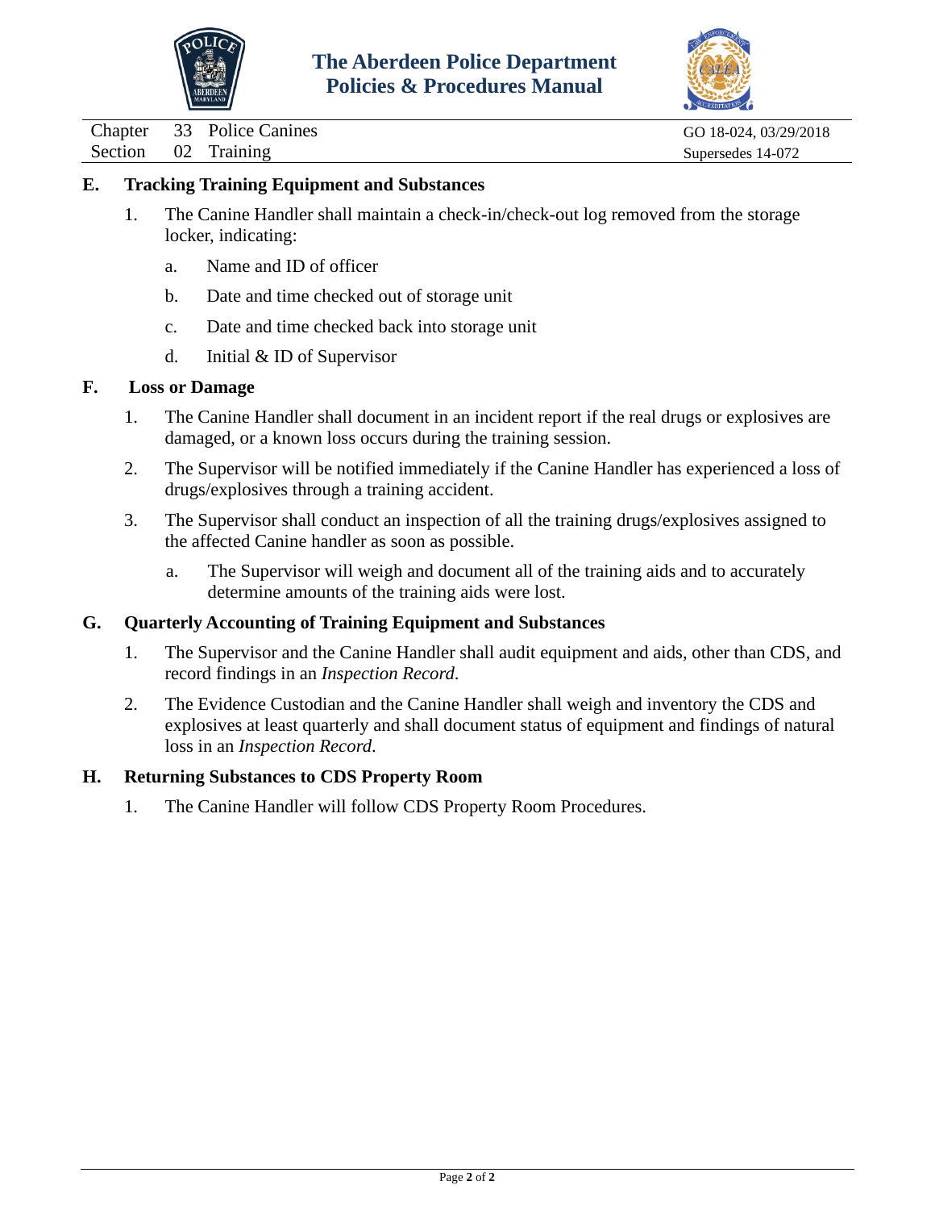**E. Tracking Training Equipment and Substances**

1. The Canine Handler shall maintain a check-in/check-out log removed from the storage locker, indicating:
   a. Name and ID of officer
   b. Date and time checked out of storage unit
   c. Date and time checked back into storage unit
   d. Initial & ID of Supervisor

**F. Loss or Damage**

1. The Canine Handler shall document in an incident report if the real drugs or explosives are damaged, or a known loss occurs during the training session.
2. The Supervisor will be notified immediately if the Canine Handler has experienced a loss of drugs/explosives through a training accident.
3. The Supervisor shall conduct an inspection of all the training drugs/explosives assigned to the affected Canine handler as soon as possible.
   a. The Supervisor will weigh and document all of the training aids and to accurately determine amounts of the training aids were lost.

**G. Quarterly Accounting of Training Equipment and Substances**

1. The Supervisor and the Canine Handler shall audit equipment and aids, other than CDS, and record findings in an *Inspection Record*.
2. The Evidence Custodian and the Canine Handler shall weigh and inventory the CDS and explosives at least quarterly and shall document status of equipment and findings of natural loss in an *Inspection Record*.

**H. Returning Substances to CDS Property Room**

1. The Canine Handler will follow CDS Property Room Procedures.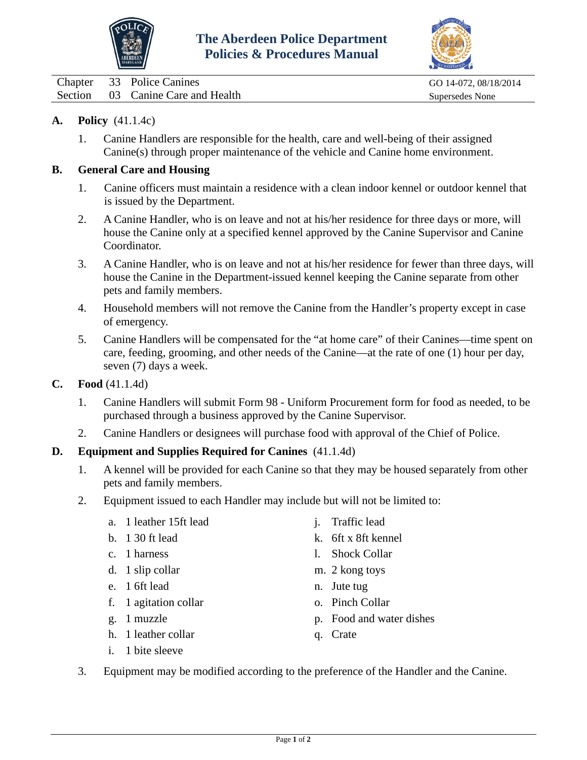**The Aberdeen Police Department**
**Policies & Procedures Manual**

| | | | |
|---|---|---|---|
| Chapter | 33 | Police Canines | GO 14-072, 08/18/2014 |
| Section | 03 | Canine Care and Health | Supersedes None |

**A. Policy** (41.1.4c)

1. Canine Handlers are responsible for the health, care and well-being of their assigned Canine(s) through proper maintenance of the vehicle and Canine home environment.

**B. General Care and Housing**

1. Canine officers must maintain a residence with a clean indoor kennel or outdoor kennel that is issued by the Department.
2. A Canine Handler, who is on leave and not at his/her residence for three days or more, will house the Canine only at a specified kennel approved by the Canine Supervisor and Canine Coordinator.
3. A Canine Handler, who is on leave and not at his/her residence for fewer than three days, will house the Canine in the Department-issued kennel keeping the Canine separate from other pets and family members.
4. Household members will not remove the Canine from the Handler's property except in case of emergency.
5. Canine Handlers will be compensated for the "at home care" of their Canines—time spent on care, feeding, grooming, and other needs of the Canine—at the rate of one (1) hour per day, seven (7) days a week.

**C. Food** (41.1.4d)

1. Canine Handlers will submit Form 98 - Uniform Procurement form for food as needed, to be purchased through a business approved by the Canine Supervisor.
2. Canine Handlers or designees will purchase food with approval of the Chief of Police.

**D. Equipment and Supplies Required for Canines** (41.1.4d)

1. A kennel will be provided for each Canine so that they may be housed separately from other pets and family members.
2. Equipment issued to each Handler may include but will not be limited to:
   - a. 1 leather 15ft lead
   - b. 1 30 ft lead
   - c. 1 harness
   - d. 1 slip collar
   - e. 1 6ft lead
   - f. 1 agitation collar
   - g. 1 muzzle
   - h. 1 leather collar
   - i. 1 bite sleeve
   - j. Traffic lead
   - k. 6ft x 8ft kennel
   - l. Shock Collar
   - m. 2 kong toys
   - n. Jute tug
   - o. Pinch Collar
   - p. Food and water dishes
   - q. Crate
3. Equipment may be modified according to the preference of the Handler and the Canine.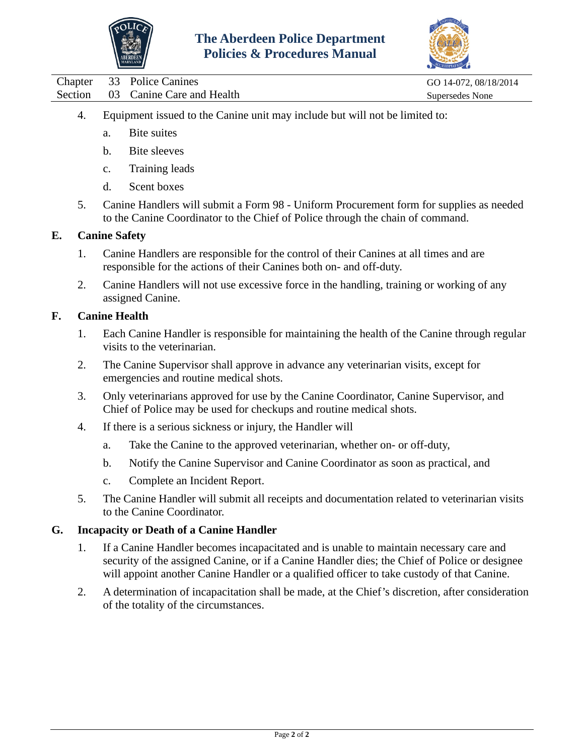4. Equipment issued to the Canine unit may include but will not be limited to:
   a. Bite suites
   b. Bite sleeves
   c. Training leads
   d. Scent boxes
5. Canine Handlers will submit a Form 98 - Uniform Procurement form for supplies as needed to the Canine Coordinator to the Chief of Police through the chain of command.

**E. Canine Safety**

1. Canine Handlers are responsible for the control of their Canines at all times and are responsible for the actions of their Canines both on- and off-duty.
2. Canine Handlers will not use excessive force in the handling, training or working of any assigned Canine.

**F. Canine Health**

1. Each Canine Handler is responsible for maintaining the health of the Canine through regular visits to the veterinarian.
2. The Canine Supervisor shall approve in advance any veterinarian visits, except for emergencies and routine medical shots.
3. Only veterinarians approved for use by the Canine Coordinator, Canine Supervisor, and Chief of Police may be used for checkups and routine medical shots.
4. If there is a serious sickness or injury, the Handler will
   a. Take the Canine to the approved veterinarian, whether on- or off-duty,
   b. Notify the Canine Supervisor and Canine Coordinator as soon as practical, and
   c. Complete an Incident Report.
5. The Canine Handler will submit all receipts and documentation related to veterinarian visits to the Canine Coordinator.

**G. Incapacity or Death of a Canine Handler**

1. If a Canine Handler becomes incapacitated and is unable to maintain necessary care and security of the assigned Canine, or if a Canine Handler dies; the Chief of Police or designee will appoint another Canine Handler or a qualified officer to take custody of that Canine.
2. A determination of incapacitation shall be made, at the Chief's discretion, after consideration of the totality of the circumstances.